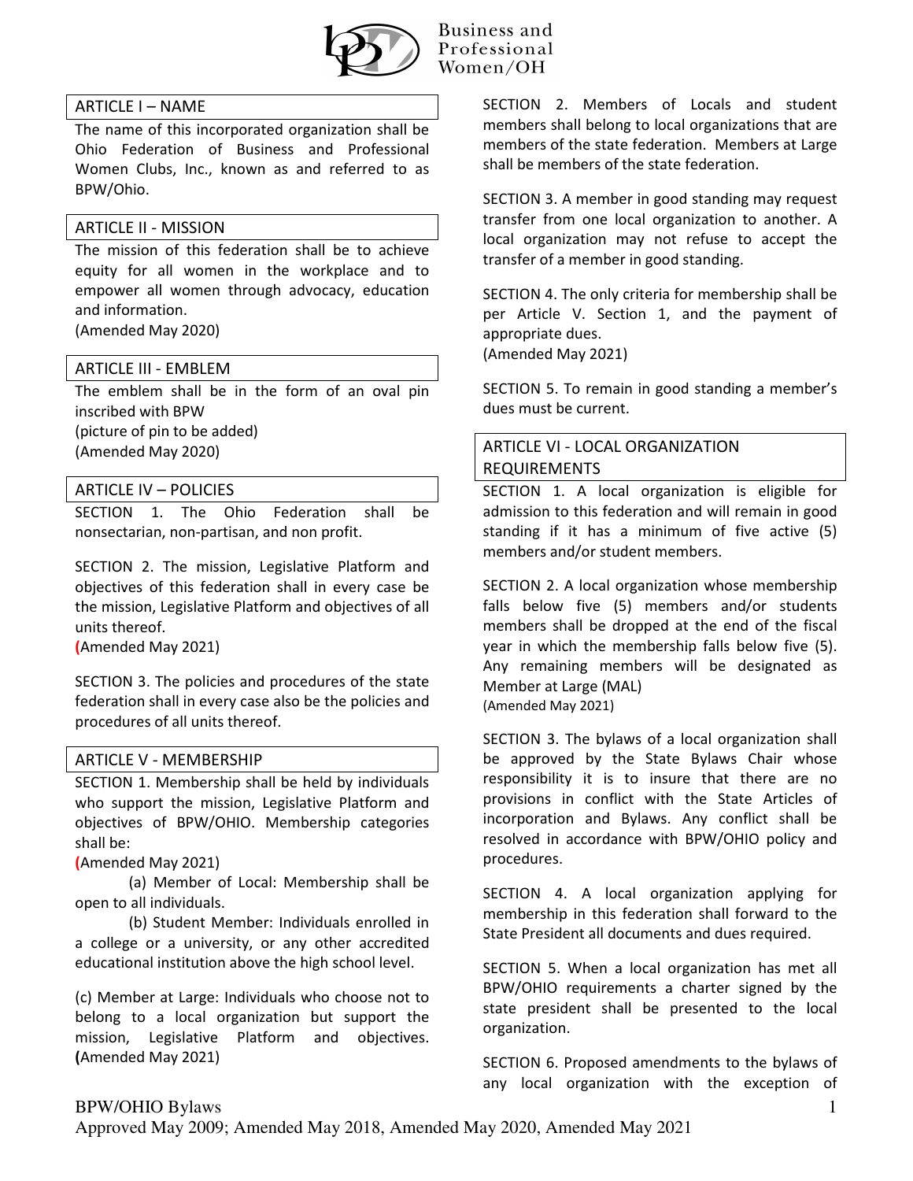Business and Professional Women/OH

## ARTICLE I – NAME

The name of this incorporated organization shall be Ohio Federation of Business and Professional Women Clubs, Inc., known as and referred to as BPW/Ohio.

## ARTICLE II - MISSION

The mission of this federation shall be to achieve equity for all women in the workplace and to empower all women through advocacy, education and information.
(Amended May 2020)

## ARTICLE III - EMBLEM

The emblem shall be in the form of an oval pin inscribed with BPW
(picture of pin to be added)
(Amended May 2020)

## ARTICLE IV – POLICIES

SECTION 1. The Ohio Federation shall be nonsectarian, non-partisan, and non profit.

SECTION 2. The mission, Legislative Platform and objectives of this federation shall in every case be the mission, Legislative Platform and objectives of all units thereof.
(Amended May 2021)

SECTION 3. The policies and procedures of the state federation shall in every case also be the policies and procedures of all units thereof.

## ARTICLE V - MEMBERSHIP

SECTION 1. Membership shall be held by individuals who support the mission, Legislative Platform and objectives of BPW/OHIO. Membership categories shall be:
(Amended May 2021)

(a) Member of Local: Membership shall be open to all individuals.

(b) Student Member: Individuals enrolled in a college or a university, or any other accredited educational institution above the high school level.

(c) Member at Large: Individuals who choose not to belong to a local organization but support the mission, Legislative Platform and objectives. (Amended May 2021)

SECTION 2. Members of Locals and student members shall belong to local organizations that are members of the state federation. Members at Large shall be members of the state federation.

SECTION 3. A member in good standing may request transfer from one local organization to another. A local organization may not refuse to accept the transfer of a member in good standing.

SECTION 4. The only criteria for membership shall be per Article V. Section 1, and the payment of appropriate dues.
(Amended May 2021)

SECTION 5. To remain in good standing a member's dues must be current.

## ARTICLE VI - LOCAL ORGANIZATION REQUIREMENTS

SECTION 1. A local organization is eligible for admission to this federation and will remain in good standing if it has a minimum of five active (5) members and/or student members.

SECTION 2. A local organization whose membership falls below five (5) members and/or students members shall be dropped at the end of the fiscal year in which the membership falls below five (5). Any remaining members will be designated as Member at Large (MAL)
(Amended May 2021)

SECTION 3. The bylaws of a local organization shall be approved by the State Bylaws Chair whose responsibility it is to insure that there are no provisions in conflict with the State Articles of incorporation and Bylaws. Any conflict shall be resolved in accordance with BPW/OHIO policy and procedures.

SECTION 4. A local organization applying for membership in this federation shall forward to the State President all documents and dues required.

SECTION 5. When a local organization has met all BPW/OHIO requirements a charter signed by the state president shall be presented to the local organization.

SECTION 6. Proposed amendments to the bylaws of any local organization with the exception of

BPW/OHIO Bylaws
Approved May 2009; Amended May 2018, Amended May 2020, Amended May 2021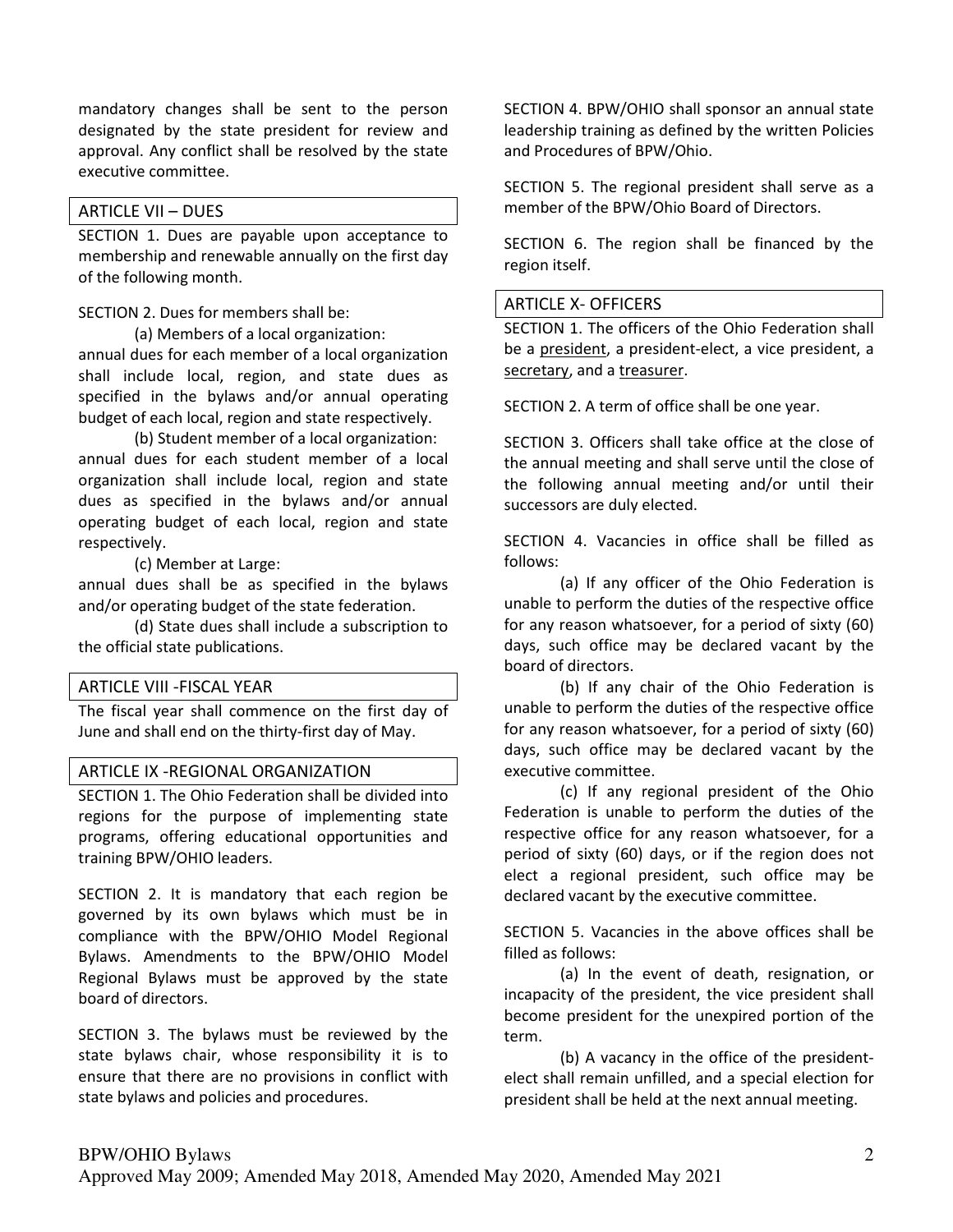mandatory changes shall be sent to the person designated by the state president for review and approval. Any conflict shall be resolved by the state executive committee.

## ARTICLE VII – DUES

SECTION 1. Dues are payable upon acceptance to membership and renewable annually on the first day of the following month.

SECTION 2. Dues for members shall be:

(a) Members of a local organization: annual dues for each member of a local organization shall include local, region, and state dues as specified in the bylaws and/or annual operating budget of each local, region and state respectively.

(b) Student member of a local organization: annual dues for each student member of a local organization shall include local, region and state dues as specified in the bylaws and/or annual operating budget of each local, region and state respectively.

(c) Member at Large: annual dues shall be as specified in the bylaws and/or operating budget of the state federation.

(d) State dues shall include a subscription to the official state publications.

## ARTICLE VIII -FISCAL YEAR

The fiscal year shall commence on the first day of June and shall end on the thirty-first day of May.

## ARTICLE IX -REGIONAL ORGANIZATION

SECTION 1. The Ohio Federation shall be divided into regions for the purpose of implementing state programs, offering educational opportunities and training BPW/OHIO leaders.

SECTION 2. It is mandatory that each region be governed by its own bylaws which must be in compliance with the BPW/OHIO Model Regional Bylaws. Amendments to the BPW/OHIO Model Regional Bylaws must be approved by the state board of directors.

SECTION 3. The bylaws must be reviewed by the state bylaws chair, whose responsibility it is to ensure that there are no provisions in conflict with state bylaws and policies and procedures.

SECTION 4. BPW/OHIO shall sponsor an annual state leadership training as defined by the written Policies and Procedures of BPW/Ohio.

SECTION 5. The regional president shall serve as a member of the BPW/Ohio Board of Directors.

SECTION 6. The region shall be financed by the region itself.

## ARTICLE X- OFFICERS

SECTION 1. The officers of the Ohio Federation shall be a president, a president-elect, a vice president, a secretary, and a treasurer.

SECTION 2. A term of office shall be one year.

SECTION 3. Officers shall take office at the close of the annual meeting and shall serve until the close of the following annual meeting and/or until their successors are duly elected.

SECTION 4. Vacancies in office shall be filled as follows:

(a) If any officer of the Ohio Federation is unable to perform the duties of the respective office for any reason whatsoever, for a period of sixty (60) days, such office may be declared vacant by the board of directors.

(b) If any chair of the Ohio Federation is unable to perform the duties of the respective office for any reason whatsoever, for a period of sixty (60) days, such office may be declared vacant by the executive committee.

(c) If any regional president of the Ohio Federation is unable to perform the duties of the respective office for any reason whatsoever, for a period of sixty (60) days, or if the region does not elect a regional president, such office may be declared vacant by the executive committee.

SECTION 5. Vacancies in the above offices shall be filled as follows:

(a) In the event of death, resignation, or incapacity of the president, the vice president shall become president for the unexpired portion of the term.

(b) A vacancy in the office of the president-elect shall remain unfilled, and a special election for president shall be held at the next annual meeting.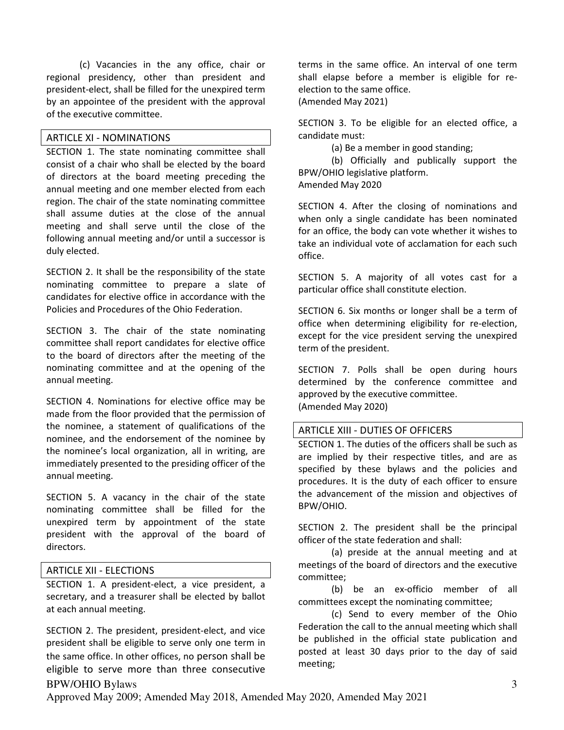(c) Vacancies in the any office, chair or regional presidency, other than president and president-elect, shall be filled for the unexpired term by an appointee of the president with the approval of the executive committee.

## ARTICLE XI - NOMINATIONS

SECTION 1. The state nominating committee shall consist of a chair who shall be elected by the board of directors at the board meeting preceding the annual meeting and one member elected from each region. The chair of the state nominating committee shall assume duties at the close of the annual meeting and shall serve until the close of the following annual meeting and/or until a successor is duly elected.

SECTION 2. It shall be the responsibility of the state nominating committee to prepare a slate of candidates for elective office in accordance with the Policies and Procedures of the Ohio Federation.

SECTION 3. The chair of the state nominating committee shall report candidates for elective office to the board of directors after the meeting of the nominating committee and at the opening of the annual meeting.

SECTION 4. Nominations for elective office may be made from the floor provided that the permission of the nominee, a statement of qualifications of the nominee, and the endorsement of the nominee by the nominee's local organization, all in writing, are immediately presented to the presiding officer of the annual meeting.

SECTION 5. A vacancy in the chair of the state nominating committee shall be filled for the unexpired term by appointment of the state president with the approval of the board of directors.

## ARTICLE XII - ELECTIONS

SECTION 1. A president-elect, a vice president, a secretary, and a treasurer shall be elected by ballot at each annual meeting.

SECTION 2. The president, president-elect, and vice president shall be eligible to serve only one term in the same office. In other offices, no person shall be eligible to serve more than three consecutive terms in the same office. An interval of one term shall elapse before a member is eligible for re-election to the same office.
(Amended May 2021)

SECTION 3. To be eligible for an elected office, a candidate must:

(a) Be a member in good standing;

(b) Officially and publically support the BPW/OHIO legislative platform.

Amended May 2020

SECTION 4. After the closing of nominations and when only a single candidate has been nominated for an office, the body can vote whether it wishes to take an individual vote of acclamation for each such office.

SECTION 5. A majority of all votes cast for a particular office shall constitute election.

SECTION 6. Six months or longer shall be a term of office when determining eligibility for re-election, except for the vice president serving the unexpired term of the president.

SECTION 7. Polls shall be open during hours determined by the conference committee and approved by the executive committee.
(Amended May 2020)

## ARTICLE XIII - DUTIES OF OFFICERS

SECTION 1. The duties of the officers shall be such as are implied by their respective titles, and are as specified by these bylaws and the policies and procedures. It is the duty of each officer to ensure the advancement of the mission and objectives of BPW/OHIO.

SECTION 2. The president shall be the principal officer of the state federation and shall:

(a) preside at the annual meeting and at meetings of the board of directors and the executive committee;

(b) be an ex-officio member of all committees except the nominating committee;

(c) Send to every member of the Ohio Federation the call to the annual meeting which shall be published in the official state publication and posted at least 30 days prior to the day of said meeting;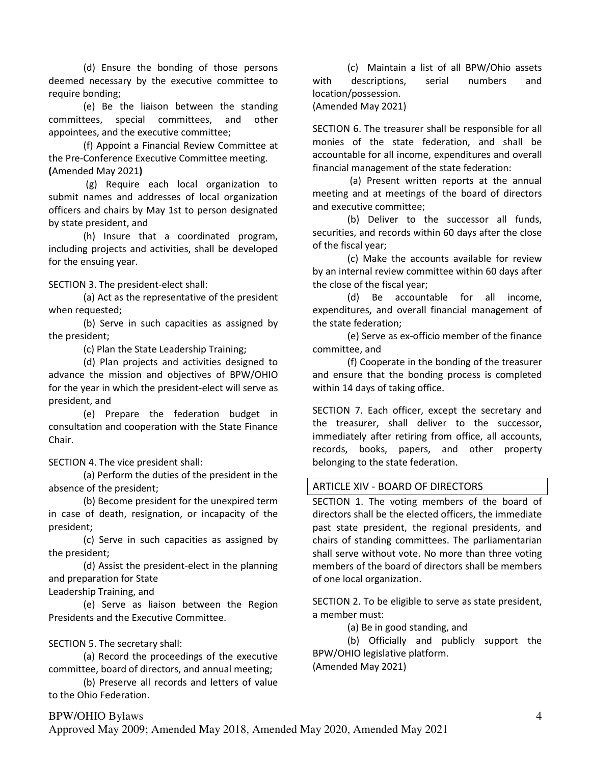(d) Ensure the bonding of those persons deemed necessary by the executive committee to require bonding;

(e) Be the liaison between the standing committees, special committees, and other appointees, and the executive committee;

(f) Appoint a Financial Review Committee at the Pre-Conference Executive Committee meeting. **(**Amended May 2021**)**

(g) Require each local organization to submit names and addresses of local organization officers and chairs by May 1st to person designated by state president, and

(h) Insure that a coordinated program, including projects and activities, shall be developed for the ensuing year.

SECTION 3. The president-elect shall:

(a) Act as the representative of the president when requested;

(b) Serve in such capacities as assigned by the president;

(c) Plan the State Leadership Training;

(d) Plan projects and activities designed to advance the mission and objectives of BPW/OHIO for the year in which the president-elect will serve as president, and

(e) Prepare the federation budget in consultation and cooperation with the State Finance Chair.

SECTION 4. The vice president shall:

(a) Perform the duties of the president in the absence of the president;

(b) Become president for the unexpired term in case of death, resignation, or incapacity of the president;

(c) Serve in such capacities as assigned by the president;

(d) Assist the president-elect in the planning and preparation for State Leadership Training, and

(e) Serve as liaison between the Region Presidents and the Executive Committee.

SECTION 5. The secretary shall:

(a) Record the proceedings of the executive committee, board of directors, and annual meeting;

(b) Preserve all records and letters of value to the Ohio Federation.

(c) Maintain a list of all BPW/Ohio assets with descriptions, serial numbers and location/possession.
(Amended May 2021)

SECTION 6. The treasurer shall be responsible for all monies of the state federation, and shall be accountable for all income, expenditures and overall financial management of the state federation:

(a) Present written reports at the annual meeting and at meetings of the board of directors and executive committee;

(b) Deliver to the successor all funds, securities, and records within 60 days after the close of the fiscal year;

(c) Make the accounts available for review by an internal review committee within 60 days after the close of the fiscal year;

(d) Be accountable for all income, expenditures, and overall financial management of the state federation;

(e) Serve as ex-officio member of the finance committee, and

(f) Cooperate in the bonding of the treasurer and ensure that the bonding process is completed within 14 days of taking office.

SECTION 7. Each officer, except the secretary and the treasurer, shall deliver to the successor, immediately after retiring from office, all accounts, records, books, papers, and other property belonging to the state federation.

## ARTICLE XIV - BOARD OF DIRECTORS

SECTION 1. The voting members of the board of directors shall be the elected officers, the immediate past state president, the regional presidents, and chairs of standing committees. The parliamentarian shall serve without vote. No more than three voting members of the board of directors shall be members of one local organization.

SECTION 2. To be eligible to serve as state president, a member must:

(a) Be in good standing, and

(b) Officially and publicly support the BPW/OHIO legislative platform.
(Amended May 2021)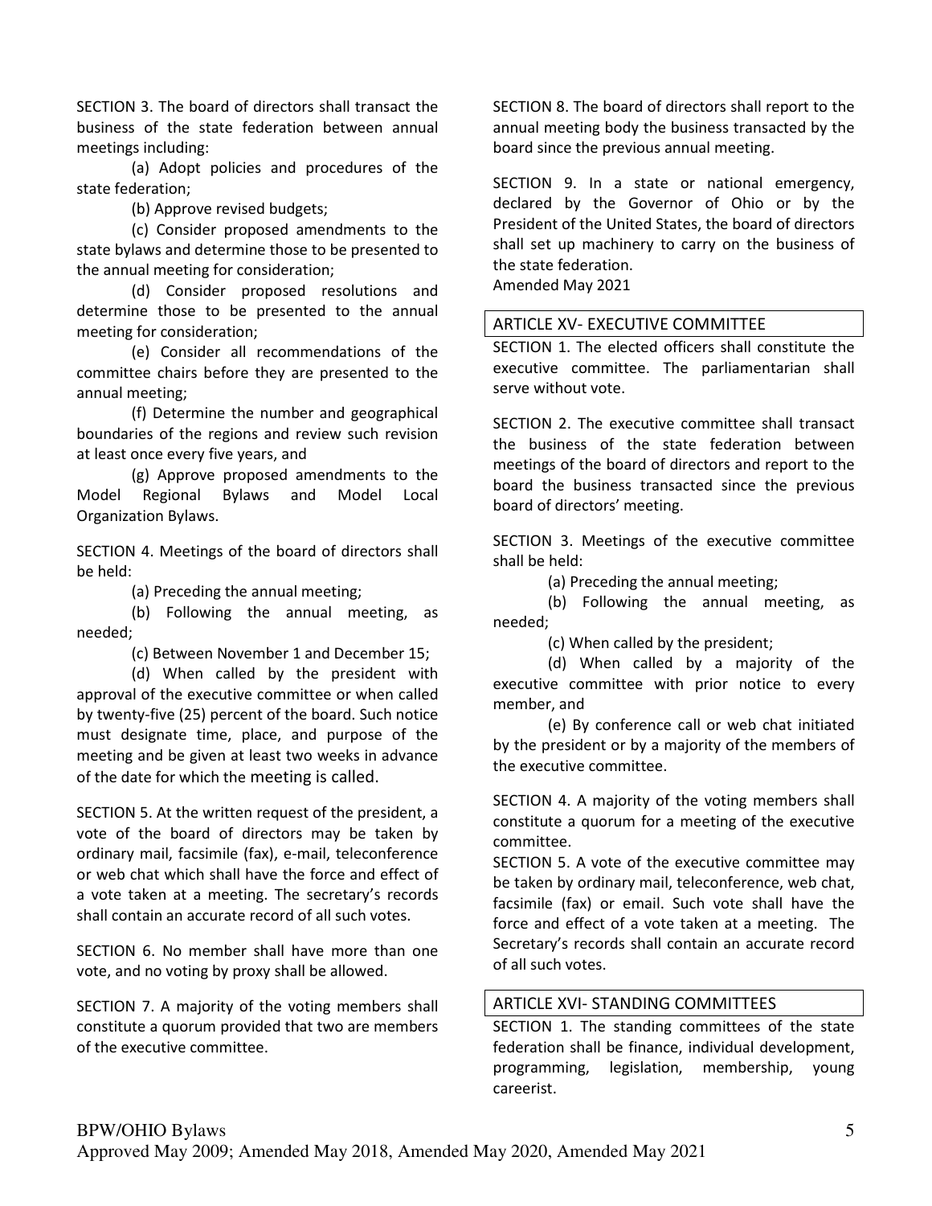SECTION 3. The board of directors shall transact the business of the state federation between annual meetings including:

(a) Adopt policies and procedures of the state federation;

(b) Approve revised budgets;

(c) Consider proposed amendments to the state bylaws and determine those to be presented to the annual meeting for consideration;

(d) Consider proposed resolutions and determine those to be presented to the annual meeting for consideration;

(e) Consider all recommendations of the committee chairs before they are presented to the annual meeting;

(f) Determine the number and geographical boundaries of the regions and review such revision at least once every five years, and

(g) Approve proposed amendments to the Model Regional Bylaws and Model Local Organization Bylaws.

SECTION 4. Meetings of the board of directors shall be held:

(a) Preceding the annual meeting;

(b) Following the annual meeting, as needed;

(c) Between November 1 and December 15;

(d) When called by the president with approval of the executive committee or when called by twenty-five (25) percent of the board. Such notice must designate time, place, and purpose of the meeting and be given at least two weeks in advance of the date for which the meeting is called.

SECTION 5. At the written request of the president, a vote of the board of directors may be taken by ordinary mail, facsimile (fax), e-mail, teleconference or web chat which shall have the force and effect of a vote taken at a meeting. The secretary's records shall contain an accurate record of all such votes.

SECTION 6. No member shall have more than one vote, and no voting by proxy shall be allowed.

SECTION 7. A majority of the voting members shall constitute a quorum provided that two are members of the executive committee.

SECTION 8. The board of directors shall report to the annual meeting body the business transacted by the board since the previous annual meeting.

SECTION 9. In a state or national emergency, declared by the Governor of Ohio or by the President of the United States, the board of directors shall set up machinery to carry on the business of the state federation.
Amended May 2021

## ARTICLE XV- EXECUTIVE COMMITTEE

SECTION 1. The elected officers shall constitute the executive committee. The parliamentarian shall serve without vote.

SECTION 2. The executive committee shall transact the business of the state federation between meetings of the board of directors and report to the board the business transacted since the previous board of directors' meeting.

SECTION 3. Meetings of the executive committee shall be held:

(a) Preceding the annual meeting;

(b) Following the annual meeting, as needed;

(c) When called by the president;

(d) When called by a majority of the executive committee with prior notice to every member, and

(e) By conference call or web chat initiated by the president or by a majority of the members of the executive committee.

SECTION 4. A majority of the voting members shall constitute a quorum for a meeting of the executive committee.

SECTION 5. A vote of the executive committee may be taken by ordinary mail, teleconference, web chat, facsimile (fax) or email. Such vote shall have the force and effect of a vote taken at a meeting. The Secretary's records shall contain an accurate record of all such votes.

## ARTICLE XVI- STANDING COMMITTEES

SECTION 1. The standing committees of the state federation shall be finance, individual development, programming, legislation, membership, young careerist.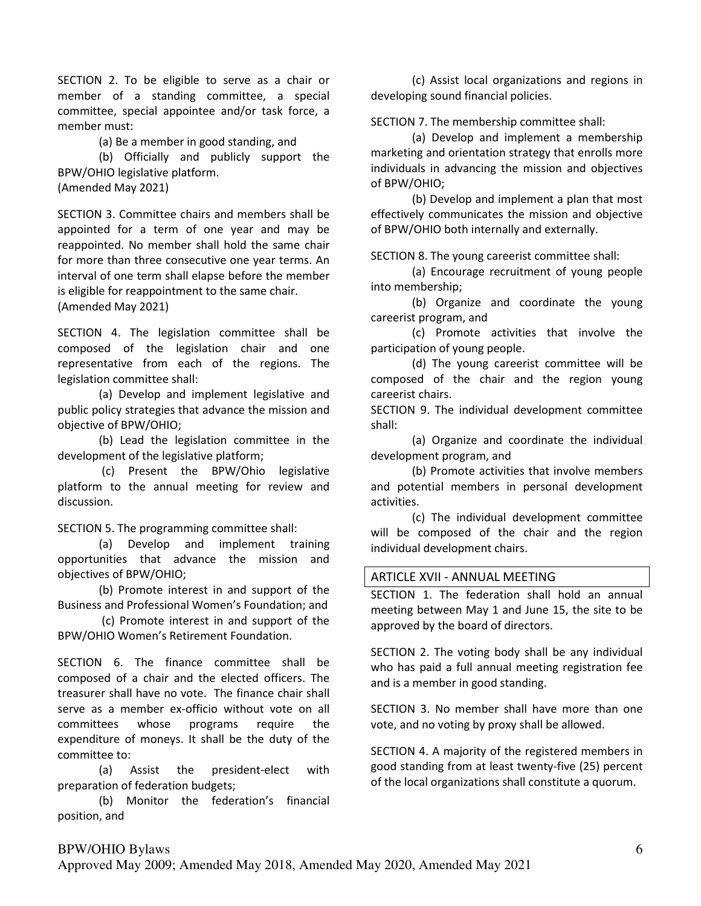SECTION 2. To be eligible to serve as a chair or member of a standing committee, a special committee, special appointee and/or task force, a member must:

(a) Be a member in good standing, and

(b) Officially and publicly support the BPW/OHIO legislative platform.

(Amended May 2021)

SECTION 3. Committee chairs and members shall be appointed for a term of one year and may be reappointed. No member shall hold the same chair for more than three consecutive one year terms. An interval of one term shall elapse before the member is eligible for reappointment to the same chair.

(Amended May 2021)

SECTION 4. The legislation committee shall be composed of the legislation chair and one representative from each of the regions. The legislation committee shall:

(a) Develop and implement legislative and public policy strategies that advance the mission and objective of BPW/OHIO;

(b) Lead the legislation committee in the development of the legislative platform;

(c) Present the BPW/Ohio legislative platform to the annual meeting for review and discussion.

SECTION 5. The programming committee shall:

(a) Develop and implement training opportunities that advance the mission and objectives of BPW/OHIO;

(b) Promote interest in and support of the Business and Professional Women's Foundation; and

(c) Promote interest in and support of the BPW/OHIO Women's Retirement Foundation.

SECTION 6. The finance committee shall be composed of a chair and the elected officers. The treasurer shall have no vote. The finance chair shall serve as a member ex-officio without vote on all committees whose programs require the expenditure of moneys. It shall be the duty of the committee to:

(a) Assist the president-elect with preparation of federation budgets;

(b) Monitor the federation's financial position, and

(c) Assist local organizations and regions in developing sound financial policies.

SECTION 7. The membership committee shall:

(a) Develop and implement a membership marketing and orientation strategy that enrolls more individuals in advancing the mission and objectives of BPW/OHIO;

(b) Develop and implement a plan that most effectively communicates the mission and objective of BPW/OHIO both internally and externally.

SECTION 8. The young careerist committee shall:

(a) Encourage recruitment of young people into membership;

(b) Organize and coordinate the young careerist program, and

(c) Promote activities that involve the participation of young people.

(d) The young careerist committee will be composed of the chair and the region young careerist chairs.

SECTION 9. The individual development committee shall:

(a) Organize and coordinate the individual development program, and

(b) Promote activities that involve members and potential members in personal development activities.

(c) The individual development committee will be composed of the chair and the region individual development chairs.

## ARTICLE XVII - ANNUAL MEETING

SECTION 1. The federation shall hold an annual meeting between May 1 and June 15, the site to be approved by the board of directors.

SECTION 2. The voting body shall be any individual who has paid a full annual meeting registration fee and is a member in good standing.

SECTION 3. No member shall have more than one vote, and no voting by proxy shall be allowed.

SECTION 4. A majority of the registered members in good standing from at least twenty-five (25) percent of the local organizations shall constitute a quorum.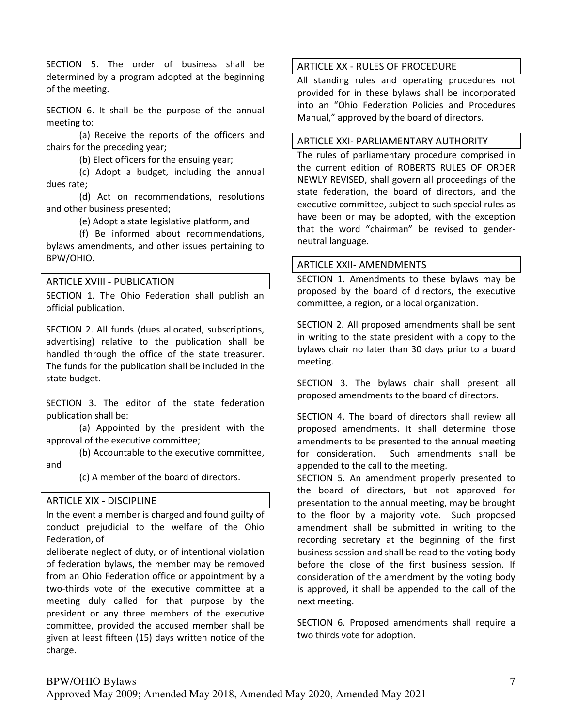SECTION 5. The order of business shall be determined by a program adopted at the beginning of the meeting.

SECTION 6. It shall be the purpose of the annual meeting to:

(a) Receive the reports of the officers and chairs for the preceding year;

(b) Elect officers for the ensuing year;

(c) Adopt a budget, including the annual dues rate;

(d) Act on recommendations, resolutions and other business presented;

(e) Adopt a state legislative platform, and

(f) Be informed about recommendations, bylaws amendments, and other issues pertaining to BPW/OHIO.

## ARTICLE XVIII - PUBLICATION

SECTION 1. The Ohio Federation shall publish an official publication.

SECTION 2. All funds (dues allocated, subscriptions, advertising) relative to the publication shall be handled through the office of the state treasurer. The funds for the publication shall be included in the state budget.

SECTION 3. The editor of the state federation publication shall be:

(a) Appointed by the president with the approval of the executive committee;

(b) Accountable to the executive committee, and

(c) A member of the board of directors.

## ARTICLE XIX - DISCIPLINE

In the event a member is charged and found guilty of conduct prejudicial to the welfare of the Ohio Federation, of deliberate neglect of duty, or of intentional violation of federation bylaws, the member may be removed from an Ohio Federation office or appointment by a two-thirds vote of the executive committee at a meeting duly called for that purpose by the president or any three members of the executive committee, provided the accused member shall be given at least fifteen (15) days written notice of the charge.

## ARTICLE XX - RULES OF PROCEDURE

All standing rules and operating procedures not provided for in these bylaws shall be incorporated into an "Ohio Federation Policies and Procedures Manual," approved by the board of directors.

## ARTICLE XXI- PARLIAMENTARY AUTHORITY

The rules of parliamentary procedure comprised in the current edition of ROBERTS RULES OF ORDER NEWLY REVISED, shall govern all proceedings of the state federation, the board of directors, and the executive committee, subject to such special rules as have been or may be adopted, with the exception that the word "chairman" be revised to gender-neutral language.

## ARTICLE XXII- AMENDMENTS

SECTION 1. Amendments to these bylaws may be proposed by the board of directors, the executive committee, a region, or a local organization.

SECTION 2. All proposed amendments shall be sent in writing to the state president with a copy to the bylaws chair no later than 30 days prior to a board meeting.

SECTION 3. The bylaws chair shall present all proposed amendments to the board of directors.

SECTION 4. The board of directors shall review all proposed amendments. It shall determine those amendments to be presented to the annual meeting for consideration. Such amendments shall be appended to the call to the meeting.

SECTION 5. An amendment properly presented to the board of directors, but not approved for presentation to the annual meeting, may be brought to the floor by a majority vote. Such proposed amendment shall be submitted in writing to the recording secretary at the beginning of the first business session and shall be read to the voting body before the close of the first business session. If consideration of the amendment by the voting body is approved, it shall be appended to the call of the next meeting.

SECTION 6. Proposed amendments shall require a two thirds vote for adoption.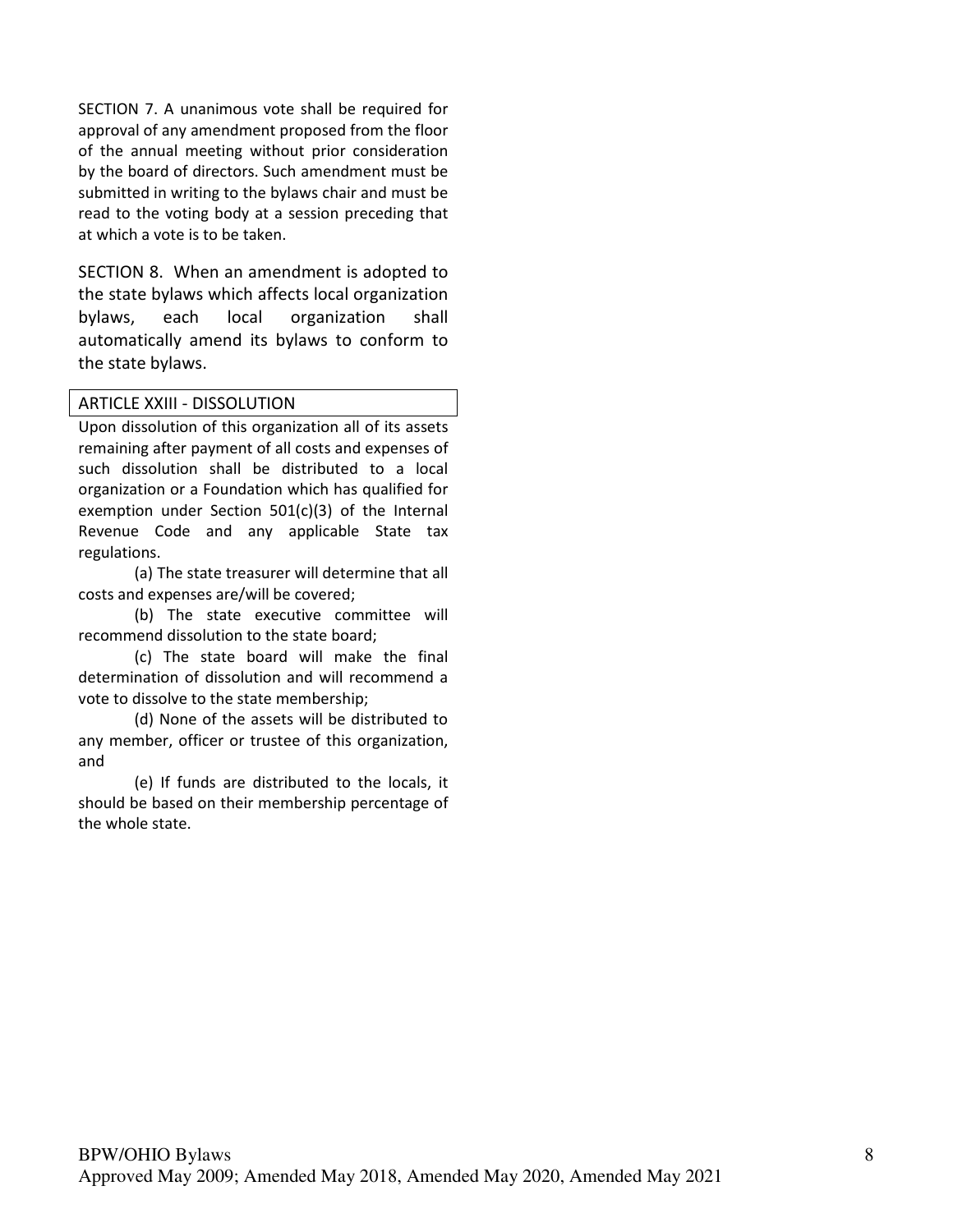SECTION 7. A unanimous vote shall be required for approval of any amendment proposed from the floor of the annual meeting without prior consideration by the board of directors. Such amendment must be submitted in writing to the bylaws chair and must be read to the voting body at a session preceding that at which a vote is to be taken.

SECTION 8. When an amendment is adopted to the state bylaws which affects local organization bylaws, each local organization shall automatically amend its bylaws to conform to the state bylaws.

## ARTICLE XXIII - DISSOLUTION

Upon dissolution of this organization all of its assets remaining after payment of all costs and expenses of such dissolution shall be distributed to a local organization or a Foundation which has qualified for exemption under Section 501(c)(3) of the Internal Revenue Code and any applicable State tax regulations.

(a) The state treasurer will determine that all costs and expenses are/will be covered;

(b) The state executive committee will recommend dissolution to the state board;

(c) The state board will make the final determination of dissolution and will recommend a vote to dissolve to the state membership;

(d) None of the assets will be distributed to any member, officer or trustee of this organization, and

(e) If funds are distributed to the locals, it should be based on their membership percentage of the whole state.